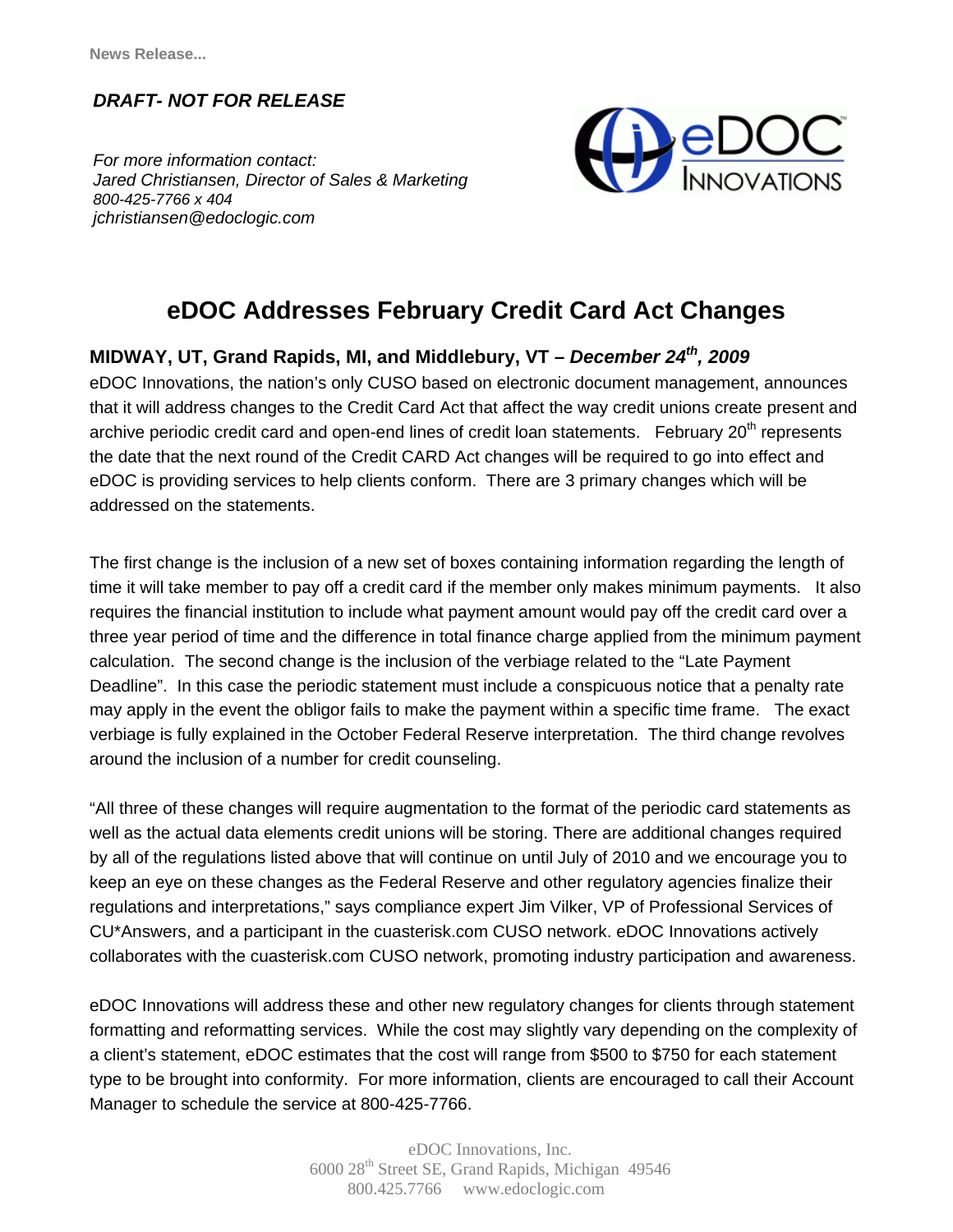News Release...

***DRAFT- NOT FOR RELEASE***

*For more information contact:*
*Jared Christiansen, Director of Sales & Marketing*
*800-425-7766 x 404*
*jchristiansen@edoclogic.com*

# eDOC Addresses February Credit Card Act Changes

**MIDWAY, UT, Grand Rapids, MI, and Middlebury, VT –** ***December 24th, 2009***

eDOC Innovations, the nation's only CUSO based on electronic document management, announces that it will address changes to the Credit Card Act that affect the way credit unions create present and archive periodic credit card and open-end lines of credit loan statements. February 20th represents the date that the next round of the Credit CARD Act changes will be required to go into effect and eDOC is providing services to help clients conform. There are 3 primary changes which will be addressed on the statements.

The first change is the inclusion of a new set of boxes containing information regarding the length of time it will take member to pay off a credit card if the member only makes minimum payments. It also requires the financial institution to include what payment amount would pay off the credit card over a three year period of time and the difference in total finance charge applied from the minimum payment calculation. The second change is the inclusion of the verbiage related to the "Late Payment Deadline". In this case the periodic statement must include a conspicuous notice that a penalty rate may apply in the event the obligor fails to make the payment within a specific time frame. The exact verbiage is fully explained in the October Federal Reserve interpretation. The third change revolves around the inclusion of a number for credit counseling.

"All three of these changes will require augmentation to the format of the periodic card statements as well as the actual data elements credit unions will be storing. There are additional changes required by all of the regulations listed above that will continue on until July of 2010 and we encourage you to keep an eye on these changes as the Federal Reserve and other regulatory agencies finalize their regulations and interpretations," says compliance expert Jim Vilker, VP of Professional Services of CU*Answers, and a participant in the cuasterisk.com CUSO network. eDOC Innovations actively collaborates with the cuasterisk.com CUSO network, promoting industry participation and awareness.

eDOC Innovations will address these and other new regulatory changes for clients through statement formatting and reformatting services. While the cost may slightly vary depending on the complexity of a client's statement, eDOC estimates that the cost will range from $500 to $750 for each statement type to be brought into conformity. For more information, clients are encouraged to call their Account Manager to schedule the service at 800-425-7766.

eDOC Innovations, Inc.
6000 28th Street SE, Grand Rapids, Michigan 49546
800.425.7766 www.edoclogic.com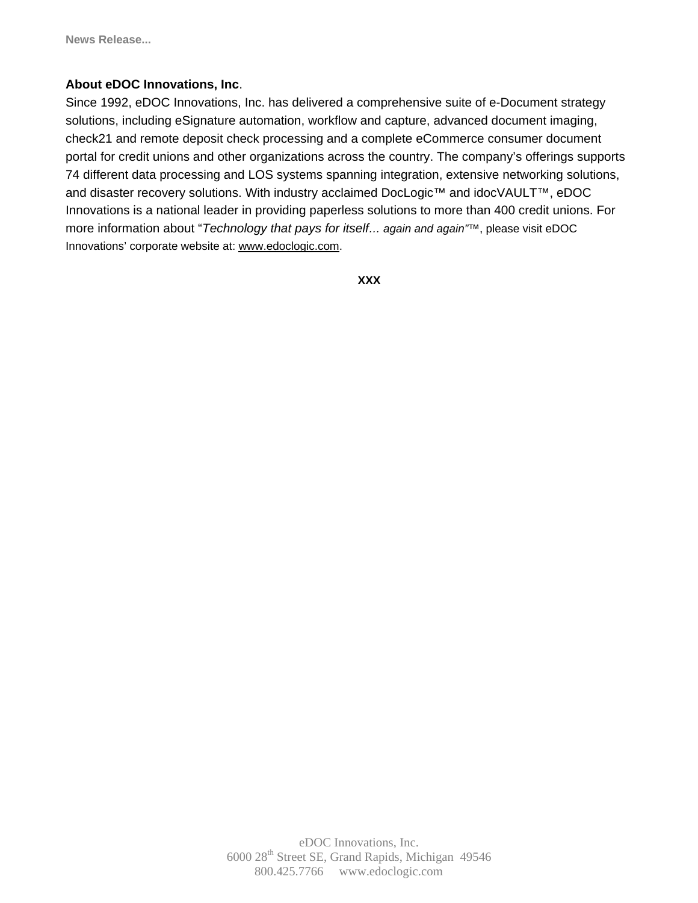**About eDOC Innovations, Inc**.

Since 1992, eDOC Innovations, Inc. has delivered a comprehensive suite of e-Document strategy solutions, including eSignature automation, workflow and capture, advanced document imaging, check21 and remote deposit check processing and a complete eCommerce consumer document portal for credit unions and other organizations across the country. The company's offerings supports 74 different data processing and LOS systems spanning integration, extensive networking solutions, and disaster recovery solutions. With industry acclaimed DocLogic™ and idocVAULT™, eDOC Innovations is a national leader in providing paperless solutions to more than 400 credit unions. For more information about "*Technology that pays for itself… again and again"*™, please visit eDOC Innovations' corporate website at: www.edoclogic.com.

**XXX**

eDOC Innovations, Inc.
6000 28th Street SE, Grand Rapids, Michigan 49546
800.425.7766 www.edoclogic.com